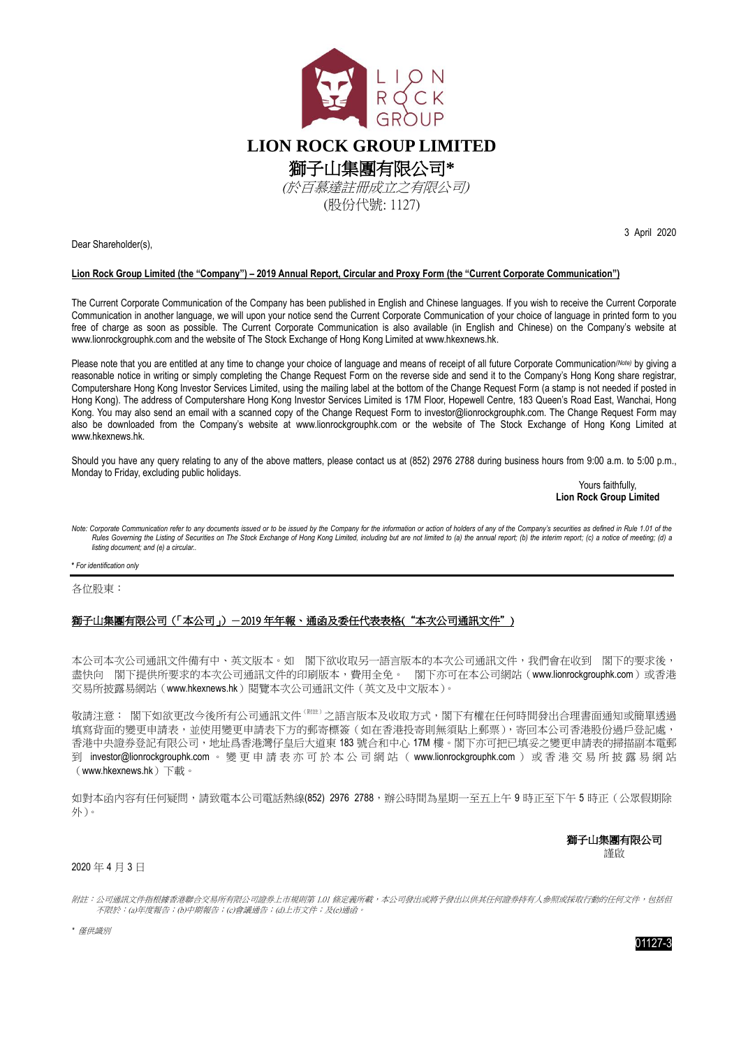# LION ROCK GROUP LIMITED

# 獅子山集團有限公司*

*(於百慕達註冊成立之有限公司)*

(股份代號: 1127)

3 April 2020

Dear Shareholder(s),

**Lion Rock Group Limited (the "Company") – 2019 Annual Report, Circular and Proxy Form (the "Current Corporate Communication")**

The Current Corporate Communication of the Company has been published in English and Chinese languages. If you wish to receive the Current Corporate Communication in another language, we will upon your notice send the Current Corporate Communication of your choice of language in printed form to you free of charge as soon as possible. The Current Corporate Communication is also available (in English and Chinese) on the Company's website at www.lionrockgrouphk.com and the website of The Stock Exchange of Hong Kong Limited at www.hkexnews.hk.

Please note that you are entitled at any time to change your choice of language and means of receipt of all future Corporate Communication*(Note)* by giving a reasonable notice in writing or simply completing the Change Request Form on the reverse side and send it to the Company's Hong Kong share registrar, Computershare Hong Kong Investor Services Limited, using the mailing label at the bottom of the Change Request Form (a stamp is not needed if posted in Hong Kong). The address of Computershare Hong Kong Investor Services Limited is 17M Floor, Hopewell Centre, 183 Queen's Road East, Wanchai, Hong Kong. You may also send an email with a scanned copy of the Change Request Form to investor@lionrockgrouphk.com. The Change Request Form may also be downloaded from the Company's website at www.lionrockgrouphk.com or the website of The Stock Exchange of Hong Kong Limited at www.hkexnews.hk.

Should you have any query relating to any of the above matters, please contact us at (852) 2976 2788 during business hours from 9:00 a.m. to 5:00 p.m., Monday to Friday, excluding public holidays.

Yours faithfully,
**Lion Rock Group Limited**

*Note: Corporate Communication refer to any documents issued or to be issued by the Company for the information or action of holders of any of the Company's securities as defined in Rule 1.01 of the Rules Governing the Listing of Securities on The Stock Exchange of Hong Kong Limited, including but are not limited to (a) the annual report; (b) the interim report; (c) a notice of meeting; (d) a listing document; and (e) a circular..*

*\* For identification only*

---

各位股東：

**獅子山集團有限公司（「本公司」）－2019 年年報、通函及委任代表表格("本次公司通訊文件")**

本公司本次公司通訊文件備有中、英文版本。如 閣下欲收取另一語言版本的本次公司通訊文件，我們會在收到 閣下的要求後，盡快向 閣下提供所要求的本次公司通訊文件的印刷版本，費用全免。 閣下亦可在本公司網站（www.lionrockgrouphk.com）或香港交易所披露易網站（www.hkexnews.hk）閱覽本次公司通訊文件（英文及中文版本）。

敬請注意： 閣下如欲更改今後所有公司通訊文件[(附註)]之語言版本及收取方式，閣下有權在任何時間發出合理書面通知或簡單透過填寫背面的變更申請表，並使用變更申請表下方的郵寄標簽（如在香港投寄則無須貼上郵票），寄回本公司香港股份過戶登記處，香港中央證券登記有限公司，地址爲香港灣仔皇后大道東 183 號合和中心 17M 樓。閣下亦可把已填妥之變更申請表的掃描副本電郵到 investor@lionrockgrouphk.com 。變更申請表亦可於本公司網站（www.lionrockgrouphk.com）或香港交易所披露易網站（www.hkexnews.hk）下載。

如對本函內容有任何疑問，請致電本公司電話熱線(852) 2976 2788，辦公時間為星期一至五上午 9 時正至下午 5 時正（公眾假期除外）。

**獅子山集團有限公司**
謹啟

2020 年 4 月 3 日

*附註：公司通訊文件指根據香港聯合交易所有限公司證券上市規則第 1.01 條定義所載，本公司發出或將予發出以供其任何證券持有人參照或採取行動的任何文件，包括但不限於：(a)年度報告；(b)中期報告；(c)會議通告；(d)上市文件；及(e)通函。*

*\* 僅供識別*

01127-3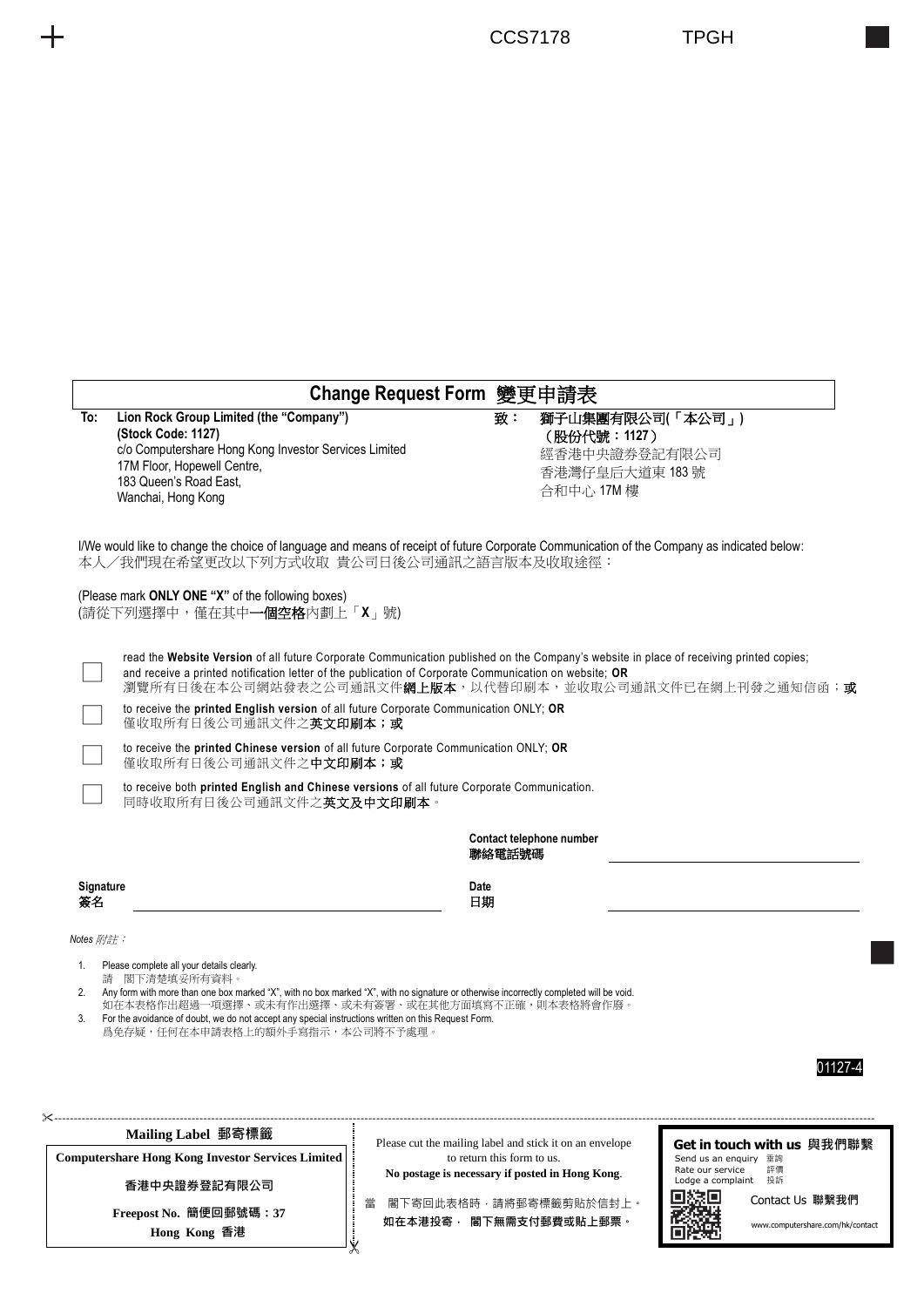# Change Request Form 變更申請表

| | | | |
|---|---|---|---|
| To: | **Lion Rock Group Limited (the "Company")** **(Stock Code: 1127)** c/o Computershare Hong Kong Investor Services Limited 17M Floor, Hopewell Centre, 183 Queen's Road East, Wanchai, Hong Kong | 致： | **獅子山集團有限公司(「本公司」)** **（股份代號：1127）** 經香港中央證券登記有限公司 香港灣仔皇后大道東 183 號 合和中心 17M 樓 |

I/We would like to change the choice of language and means of receipt of future Corporate Communication of the Company as indicated below:
本人／我們現在希望更改以下列方式收取 貴公司日後公司通訊之語言版本及收取途徑：

(Please mark **ONLY ONE "X"** of the following boxes)
(請從下列選擇中，僅在其中**一個空格**內劃上「**X**」號)

☐ read the **Website Version** of all future Corporate Communication published on the Company's website in place of receiving printed copies; and receive a printed notification letter of the publication of Corporate Communication on website; **OR**
瀏覽所有日後在本公司網站發表之公司通訊文件**網上版本**，以代替印刷本，並收取公司通訊文件已在網上刊發之通知信函；**或**

☐ to receive the **printed English version** of all future Corporate Communication ONLY; **OR**
僅收取所有日後公司通訊文件之**英文印刷本；或**

☐ to receive the **printed Chinese version** of all future Corporate Communication ONLY; **OR**
僅收取所有日後公司通訊文件之**中文印刷本；或**

☐ to receive both **printed English and Chinese versions** of all future Corporate Communication.
同時收取所有日後公司通訊文件之**英文及中文印刷本**。

**Contact telephone number 聯絡電話號碼** ______________________

**Signature 簽名** ______________________ **Date 日期** ______________________

*Notes 附註：*

1. Please complete all your details clearly.
   請 閣下清楚填妥所有資料。
2. Any form with more than one box marked "X", with no box marked "X", with no signature or otherwise incorrectly completed will be void.
   如在本表格作出超過一項選擇、或未有作出選擇、或未有簽署、或在其他方面填寫不正確，則本表格將會作廢。
3. For the avoidance of doubt, we do not accept any special instructions written on this Request Form.
   爲免存疑，任何在本申請表格上的額外手寫指示，本公司將不予處理。

01127-4

**Mailing Label 郵寄標籤**

**Computershare Hong Kong Investor Services Limited**

**香港中央證券登記有限公司**

**Freepost No. 簡便回郵號碼：37**

**Hong Kong 香港**

Please cut the mailing label and stick it on an envelope to return this form to us.
**No postage is necessary if posted in Hong Kong**.

當 閣下寄回此表格時，請將郵寄標籤剪貼於信封上。
**如在本港投寄， 閣下無需支付郵費或貼上郵票。**

**Get in touch with us 與我們聯繫**
Send us an enquiry 垂詢
Rate our service 評價
Lodge a complaint 投訴
Contact Us 聯繫我們
www.computershare.com/hk/contact